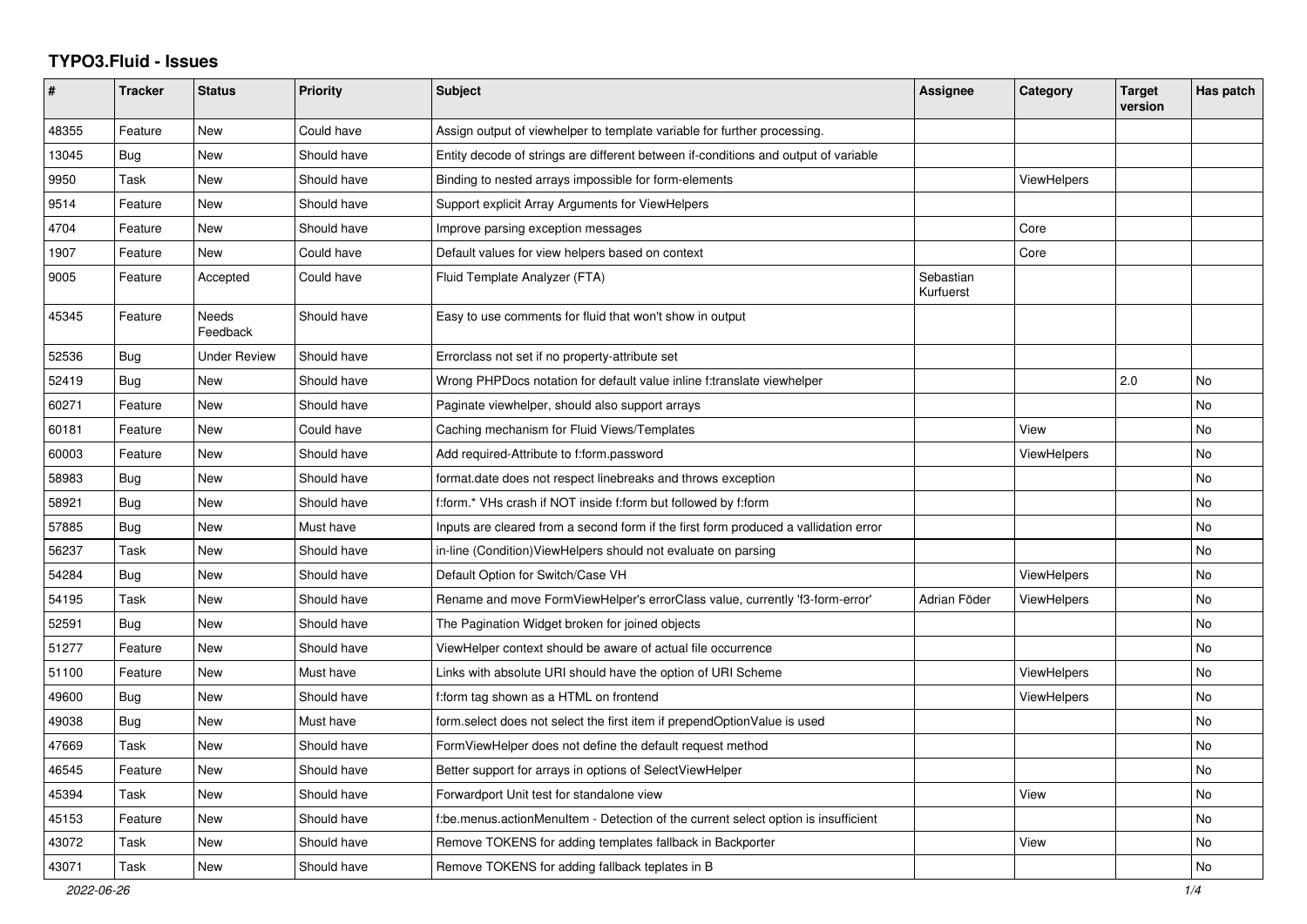# TYPO3.Fluid - Issues

| # | Tracker | Status | Priority | Subject | Assignee | Category | Target version | Has patch |
|---|---|---|---|---|---|---|---|---|
| 48355 | Feature | New | Could have | Assign output of viewhelper to template variable for further processing. | | | | |
| 13045 | Bug | New | Should have | Entity decode of strings are different between if-conditions and output of variable | | | | |
| 9950 | Task | New | Should have | Binding to nested arrays impossible for form-elements | | ViewHelpers | | |
| 9514 | Feature | New | Should have | Support explicit Array Arguments for ViewHelpers | | | | |
| 4704 | Feature | New | Should have | Improve parsing exception messages | | Core | | |
| 1907 | Feature | New | Could have | Default values for view helpers based on context | | Core | | |
| 9005 | Feature | Accepted | Could have | Fluid Template Analyzer (FTA) | Sebastian Kurfuerst | | | |
| 45345 | Feature | Needs Feedback | Should have | Easy to use comments for fluid that won't show in output | | | | |
| 52536 | Bug | Under Review | Should have | Errorclass not set if no property-attribute set | | | | |
| 52419 | Bug | New | Should have | Wrong PHPDocs notation for default value inline f:translate viewhelper | | | 2.0 | No |
| 60271 | Feature | New | Should have | Paginate viewhelper, should also support arrays | | | | No |
| 60181 | Feature | New | Could have | Caching mechanism for Fluid Views/Templates | | View | | No |
| 60003 | Feature | New | Should have | Add required-Attribute to f:form.password | | ViewHelpers | | No |
| 58983 | Bug | New | Should have | format.date does not respect linebreaks and throws exception | | | | No |
| 58921 | Bug | New | Should have | f:form.* VHs crash if NOT inside f:form but followed by f:form | | | | No |
| 57885 | Bug | New | Must have | Inputs are cleared from a second form if the first form produced a vallidation error | | | | No |
| 56237 | Task | New | Should have | in-line (Condition)ViewHelpers should not evaluate on parsing | | | | No |
| 54284 | Bug | New | Should have | Default Option for Switch/Case VH | | ViewHelpers | | No |
| 54195 | Task | New | Should have | Rename and move FormViewHelper's errorClass value, currently 'f3-form-error' | Adrian Föder | ViewHelpers | | No |
| 52591 | Bug | New | Should have | The Pagination Widget broken for joined objects | | | | No |
| 51277 | Feature | New | Should have | ViewHelper context should be aware of actual file occurrence | | | | No |
| 51100 | Feature | New | Must have | Links with absolute URI should have the option of URI Scheme | | ViewHelpers | | No |
| 49600 | Bug | New | Should have | f:form tag shown as a HTML on frontend | | ViewHelpers | | No |
| 49038 | Bug | New | Must have | form.select does not select the first item if prependOptionValue is used | | | | No |
| 47669 | Task | New | Should have | FormViewHelper does not define the default request method | | | | No |
| 46545 | Feature | New | Should have | Better support for arrays in options of SelectViewHelper | | | | No |
| 45394 | Task | New | Should have | Forwardport Unit test for standalone view | | View | | No |
| 45153 | Feature | New | Should have | f:be.menus.actionMenuItem - Detection of the current select option is insufficient | | | | No |
| 43072 | Task | New | Should have | Remove TOKENS for adding templates fallback in Backporter | | View | | No |
| 43071 | Task | New | Should have | Remove TOKENS for adding fallback teplates in B | | | | No |

2022-06-26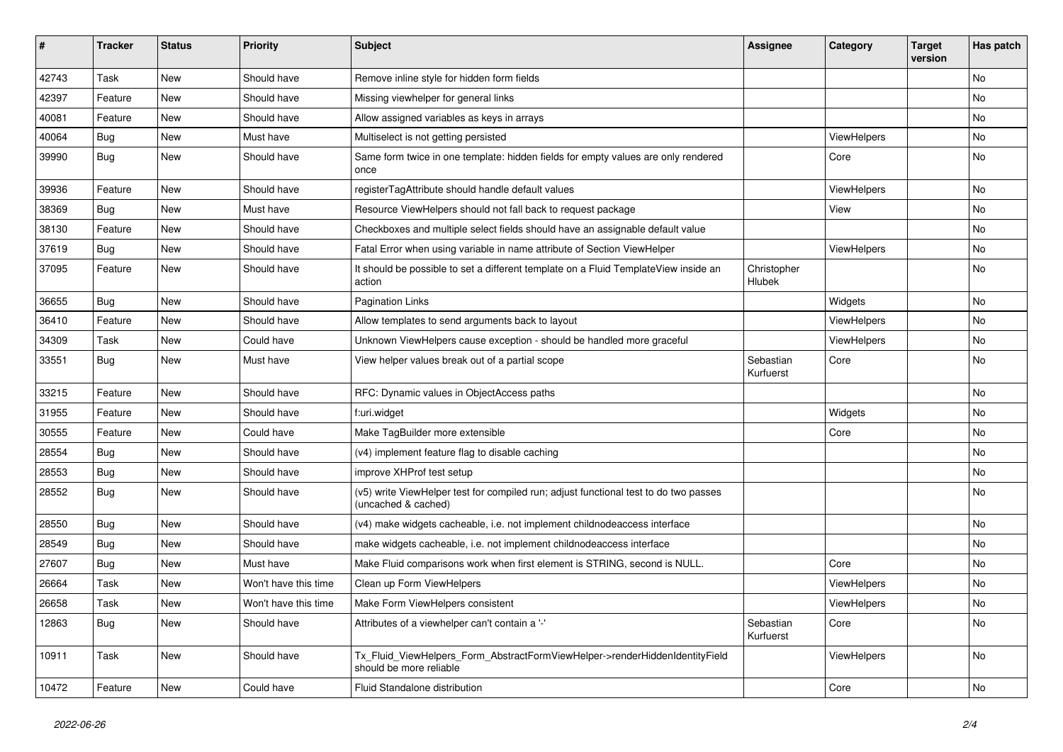| # | Tracker | Status | Priority | Subject | Assignee | Category | Target version | Has patch |
|---|---|---|---|---|---|---|---|---|
| 42743 | Task | New | Should have | Remove inline style for hidden form fields | | | | No |
| 42397 | Feature | New | Should have | Missing viewhelper for general links | | | | No |
| 40081 | Feature | New | Should have | Allow assigned variables as keys in arrays | | | | No |
| 40064 | Bug | New | Must have | Multiselect is not getting persisted | | ViewHelpers | | No |
| 39990 | Bug | New | Should have | Same form twice in one template: hidden fields for empty values are only rendered once | | Core | | No |
| 39936 | Feature | New | Should have | registerTagAttribute should handle default values | | ViewHelpers | | No |
| 38369 | Bug | New | Must have | Resource ViewHelpers should not fall back to request package | | View | | No |
| 38130 | Feature | New | Should have | Checkboxes and multiple select fields should have an assignable default value | | | | No |
| 37619 | Bug | New | Should have | Fatal Error when using variable in name attribute of Section ViewHelper | | ViewHelpers | | No |
| 37095 | Feature | New | Should have | It should be possible to set a different template on a Fluid TemplateView inside an action | Christopher Hlubek | | | No |
| 36655 | Bug | New | Should have | Pagination Links | | Widgets | | No |
| 36410 | Feature | New | Should have | Allow templates to send arguments back to layout | | ViewHelpers | | No |
| 34309 | Task | New | Could have | Unknown ViewHelpers cause exception - should be handled more graceful | | ViewHelpers | | No |
| 33551 | Bug | New | Must have | View helper values break out of a partial scope | Sebastian Kurfuerst | Core | | No |
| 33215 | Feature | New | Should have | RFC: Dynamic values in ObjectAccess paths | | | | No |
| 31955 | Feature | New | Should have | f:uri.widget | | Widgets | | No |
| 30555 | Feature | New | Could have | Make TagBuilder more extensible | | Core | | No |
| 28554 | Bug | New | Should have | (v4) implement feature flag to disable caching | | | | No |
| 28553 | Bug | New | Should have | improve XHProf test setup | | | | No |
| 28552 | Bug | New | Should have | (v5) write ViewHelper test for compiled run; adjust functional test to do two passes (uncached & cached) | | | | No |
| 28550 | Bug | New | Should have | (v4) make widgets cacheable, i.e. not implement childnodeaccess interface | | | | No |
| 28549 | Bug | New | Should have | make widgets cacheable, i.e. not implement childnodeaccess interface | | | | No |
| 27607 | Bug | New | Must have | Make Fluid comparisons work when first element is STRING, second is NULL. | | Core | | No |
| 26664 | Task | New | Won't have this time | Clean up Form ViewHelpers | | ViewHelpers | | No |
| 26658 | Task | New | Won't have this time | Make Form ViewHelpers consistent | | ViewHelpers | | No |
| 12863 | Bug | New | Should have | Attributes of a viewhelper can't contain a '-' | Sebastian Kurfuerst | Core | | No |
| 10911 | Task | New | Should have | Tx_Fluid_ViewHelpers_Form_AbstractFormViewHelper->renderHiddenIdentityField should be more reliable | | ViewHelpers | | No |
| 10472 | Feature | New | Could have | Fluid Standalone distribution | | Core | | No |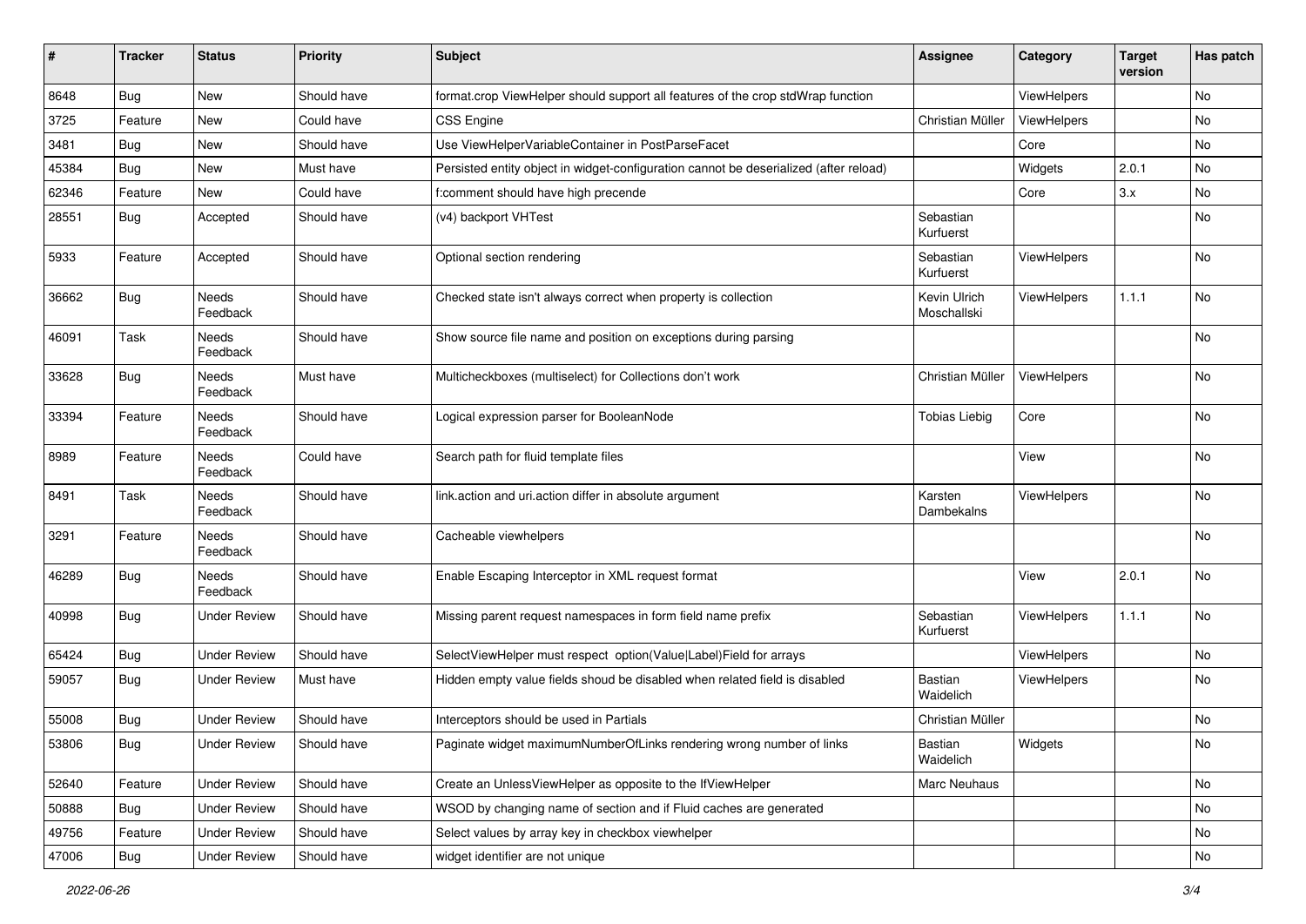| # | Tracker | Status | Priority | Subject | Assignee | Category | Target version | Has patch |
|---|---|---|---|---|---|---|---|---|
| 8648 | Bug | New | Should have | format.crop ViewHelper should support all features of the crop stdWrap function | | ViewHelpers | | No |
| 3725 | Feature | New | Could have | CSS Engine | Christian Müller | ViewHelpers | | No |
| 3481 | Bug | New | Should have | Use ViewHelperVariableContainer in PostParseFacet | | Core | | No |
| 45384 | Bug | New | Must have | Persisted entity object in widget-configuration cannot be deserialized (after reload) | | Widgets | 2.0.1 | No |
| 62346 | Feature | New | Could have | f:comment should have high precende | | Core | 3.x | No |
| 28551 | Bug | Accepted | Should have | (v4) backport VHTest | Sebastian Kurfuerst | | | No |
| 5933 | Feature | Accepted | Should have | Optional section rendering | Sebastian Kurfuerst | ViewHelpers | | No |
| 36662 | Bug | Needs Feedback | Should have | Checked state isn't always correct when property is collection | Kevin Ulrich Moschallski | ViewHelpers | 1.1.1 | No |
| 46091 | Task | Needs Feedback | Should have | Show source file name and position on exceptions during parsing | | | | No |
| 33628 | Bug | Needs Feedback | Must have | Multicheckboxes (multiselect) for Collections don't work | Christian Müller | ViewHelpers | | No |
| 33394 | Feature | Needs Feedback | Should have | Logical expression parser for BooleanNode | Tobias Liebig | Core | | No |
| 8989 | Feature | Needs Feedback | Could have | Search path for fluid template files | | View | | No |
| 8491 | Task | Needs Feedback | Should have | link.action and uri.action differ in absolute argument | Karsten Dambekalns | ViewHelpers | | No |
| 3291 | Feature | Needs Feedback | Should have | Cacheable viewhelpers | | | | No |
| 46289 | Bug | Needs Feedback | Should have | Enable Escaping Interceptor in XML request format | | View | 2.0.1 | No |
| 40998 | Bug | Under Review | Should have | Missing parent request namespaces in form field name prefix | Sebastian Kurfuerst | ViewHelpers | 1.1.1 | No |
| 65424 | Bug | Under Review | Should have | SelectViewHelper must respect option(Value\|Label)Field for arrays | | ViewHelpers | | No |
| 59057 | Bug | Under Review | Must have | Hidden empty value fields shoud be disabled when related field is disabled | Bastian Waidelich | ViewHelpers | | No |
| 55008 | Bug | Under Review | Should have | Interceptors should be used in Partials | Christian Müller | | | No |
| 53806 | Bug | Under Review | Should have | Paginate widget maximumNumberOfLinks rendering wrong number of links | Bastian Waidelich | Widgets | | No |
| 52640 | Feature | Under Review | Should have | Create an UnlessViewHelper as opposite to the IfViewHelper | Marc Neuhaus | | | No |
| 50888 | Bug | Under Review | Should have | WSOD by changing name of section and if Fluid caches are generated | | | | No |
| 49756 | Feature | Under Review | Should have | Select values by array key in checkbox viewhelper | | | | No |
| 47006 | Bug | Under Review | Should have | widget identifier are not unique | | | | No |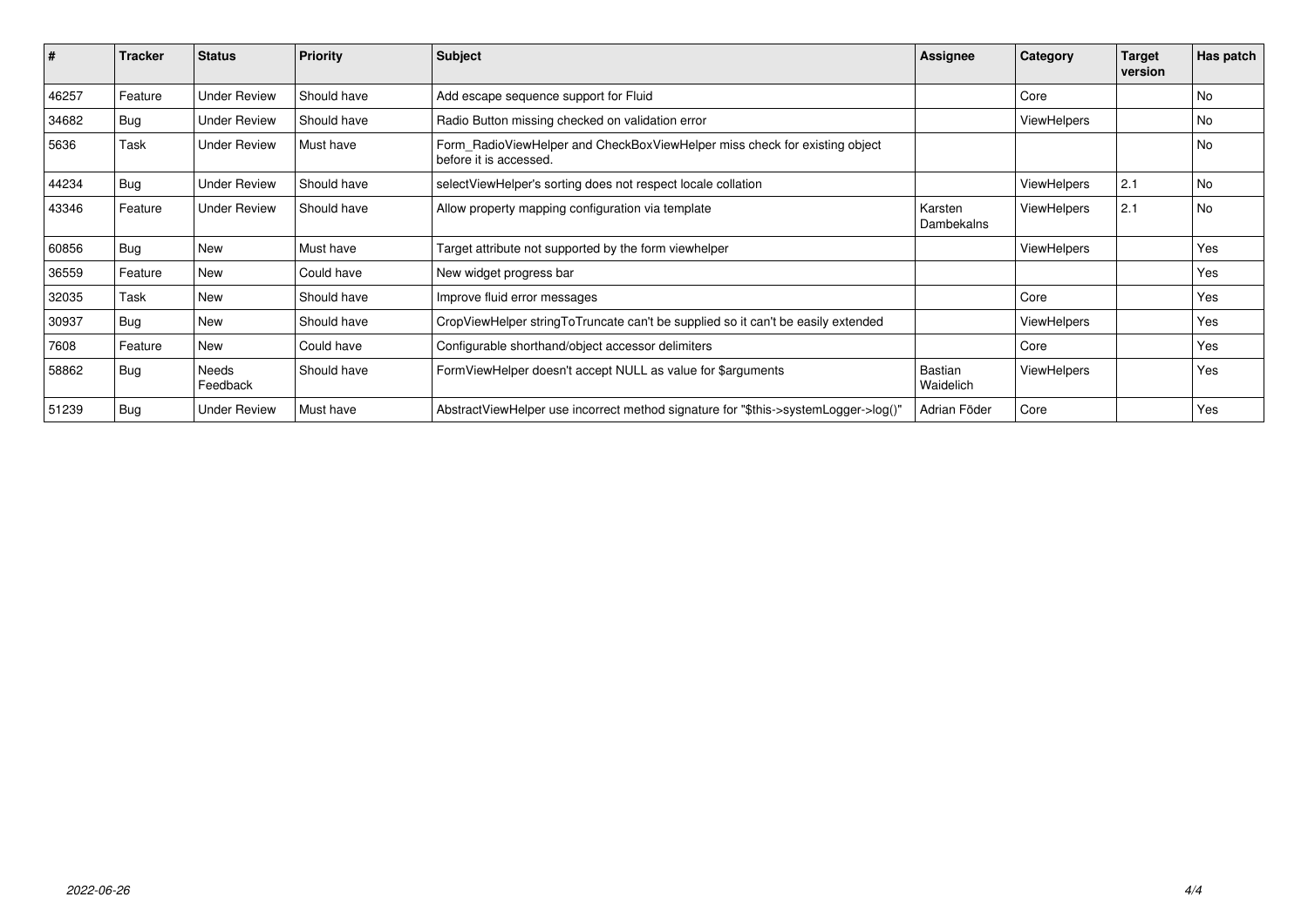| # | Tracker | Status | Priority | Subject | Assignee | Category | Target version | Has patch |
|---|---|---|---|---|---|---|---|---|
| 46257 | Feature | Under Review | Should have | Add escape sequence support for Fluid | | Core | | No |
| 34682 | Bug | Under Review | Should have | Radio Button missing checked on validation error | | ViewHelpers | | No |
| 5636 | Task | Under Review | Must have | Form_RadioViewHelper and CheckBoxViewHelper miss check for existing object before it is accessed. | | | | No |
| 44234 | Bug | Under Review | Should have | selectViewHelper's sorting does not respect locale collation | | ViewHelpers | 2.1 | No |
| 43346 | Feature | Under Review | Should have | Allow property mapping configuration via template | Karsten Dambekalns | ViewHelpers | 2.1 | No |
| 60856 | Bug | New | Must have | Target attribute not supported by the form viewhelper | | ViewHelpers | | Yes |
| 36559 | Feature | New | Could have | New widget progress bar | | | | Yes |
| 32035 | Task | New | Should have | Improve fluid error messages | | Core | | Yes |
| 30937 | Bug | New | Should have | CropViewHelper stringToTruncate can't be supplied so it can't be easily extended | | ViewHelpers | | Yes |
| 7608 | Feature | New | Could have | Configurable shorthand/object accessor delimiters | | Core | | Yes |
| 58862 | Bug | Needs Feedback | Should have | FormViewHelper doesn't accept NULL as value for $arguments | Bastian Waidelich | ViewHelpers | | Yes |
| 51239 | Bug | Under Review | Must have | AbstractViewHelper use incorrect method signature for "$this->systemLogger->log()" | Adrian Föder | Core | | Yes |